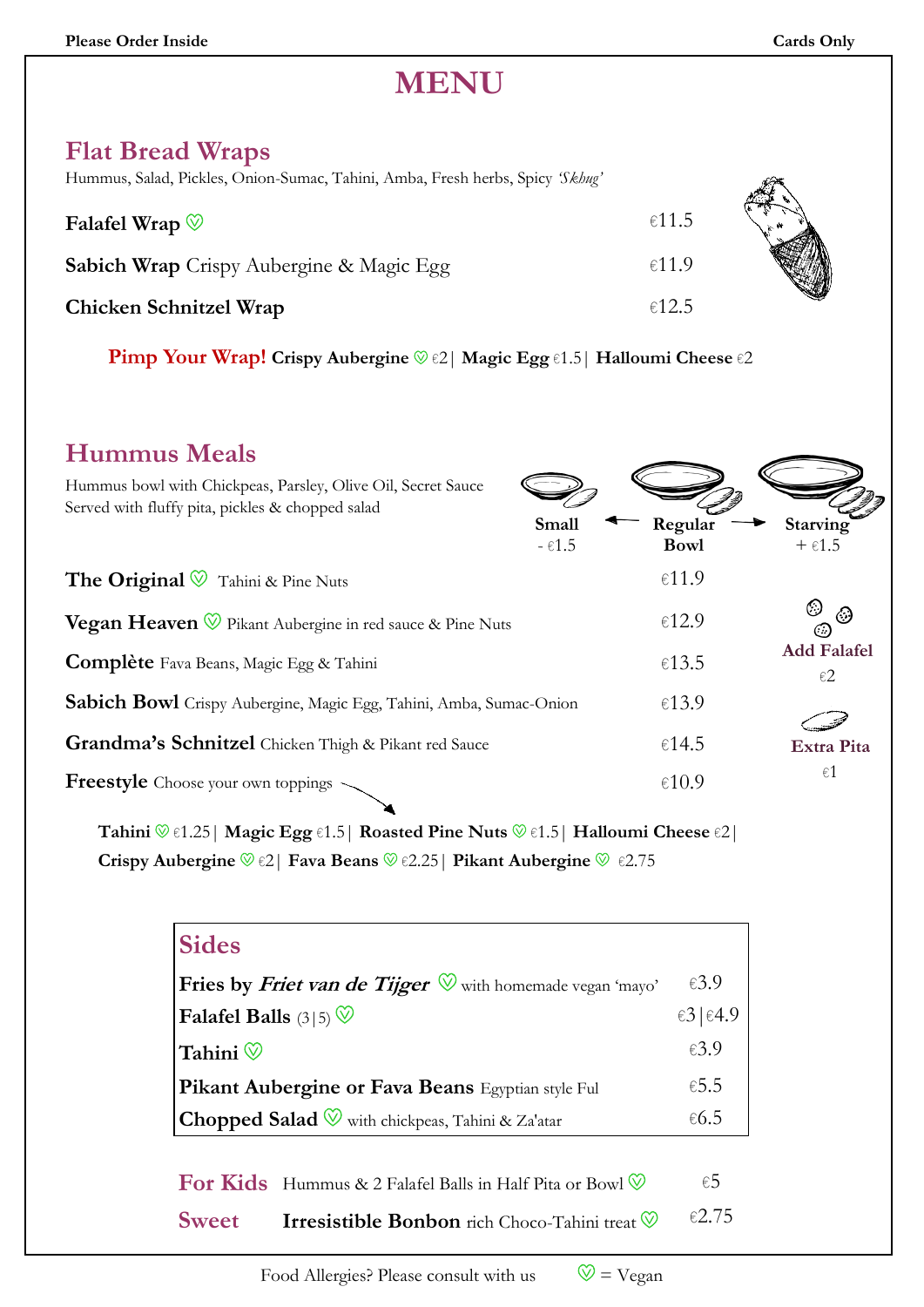Please Order Inside | Cards Only

# MENU

## Flat Bread Wraps

Hummus, Salad, Pickles, Onion-Sumac, Tahini, Amba, Fresh herbs, Spicy *'Skhug'*

| | |
|---|---|
| **Falafel Wrap** ♡ | €11.5 |
| **Sabich Wrap** Crispy Aubergine & Magic Egg | €11.9 |
| **Chicken Schnitzel Wrap** | €12.5 |

**Pimp Your Wrap!** **Crispy Aubergine** ♡ €2 | **Magic Egg** €1.5 | **Halloumi Cheese** €2

## Hummus Meals

Hummus bowl with Chickpeas, Parsley, Olive Oil, Secret Sauce
Served with fluffy pita, pickles & chopped salad

**Small** - €1.5 ← **Regular Bowl** → **Starving** + €1.5

| | |
|---|---|
| **The Original** ♡ Tahini & Pine Nuts | €11.9 |
| **Vegan Heaven** ♡ Pikant Aubergine in red sauce & Pine Nuts | €12.9 |
| **Complète** Fava Beans, Magic Egg & Tahini | €13.5 |
| **Sabich Bowl** Crispy Aubergine, Magic Egg, Tahini, Amba, Sumac-Onion | €13.9 |
| **Grandma's Schnitzel** Chicken Thigh & Pikant red Sauce | €14.5 |
| **Freestyle** Choose your own toppings | €10.9 |

**Add Falafel** €2

**Extra Pita** €1

**Tahini** ♡ €1.25 | **Magic Egg** €1.5 | **Roasted Pine Nuts** ♡ €1.5 | **Halloumi Cheese** €2 | **Crispy Aubergine** ♡ €2 | **Fava Beans** ♡ €2.25 | **Pikant Aubergine** ♡ €2.75

## Sides

| | |
|---|---|
| **Fries by *Friet van de Tijger*** ♡ with homemade vegan 'mayo' | €3.9 |
| **Falafel Balls** (3\|5) ♡ | €3 \| €4.9 |
| **Tahini** ♡ | €3.9 |
| **Pikant Aubergine or Fava Beans** Egyptian style Ful | €5.5 |
| **Chopped Salad** ♡ with chickpeas, Tahini & Za'atar | €6.5 |

| | | |
|---|---|---|
| **For Kids** | Hummus & 2 Falafel Balls in Half Pita or Bowl ♡ | €5 |
| **Sweet** | **Irresistible Bonbon** rich Choco-Tahini treat ♡ | €2.75 |

Food Allergies? Please consult with us ♡ = Vegan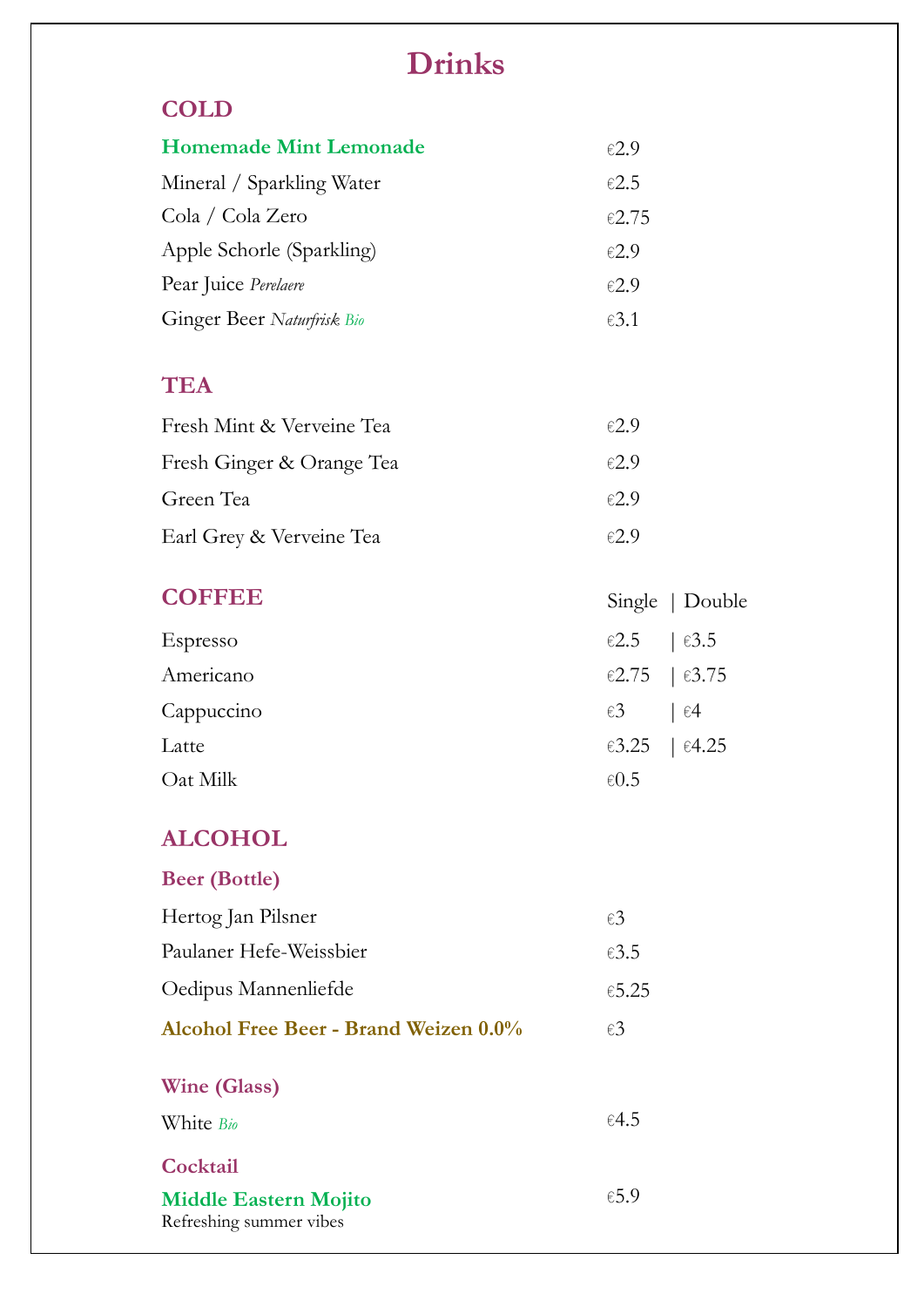# Drinks

## COLD

| | |
|---|---|
| **Homemade Mint Lemonade** | €2.9 |
| Mineral / Sparkling Water | €2.5 |
| Cola / Cola Zero | €2.75 |
| Apple Schorle (Sparkling) | €2.9 |
| Pear Juice *Perelaere* | €2.9 |
| Ginger Beer *Naturfrisk Bio* | €3.1 |

## TEA

| | |
|---|---|
| Fresh Mint & Verveine Tea | €2.9 |
| Fresh Ginger & Orange Tea | €2.9 |
| Green Tea | €2.9 |
| Earl Grey & Verveine Tea | €2.9 |

## COFFEE

| | Single | Double |
|---|---|---|
| Espresso | €2.5 | €3.5 |
| Americano | €2.75 | €3.75 |
| Cappuccino | €3 | €4 |
| Latte | €3.25 | €4.25 |
| Oat Milk | €0.5 | |

## ALCOHOL

### Beer (Bottle)

| | |
|---|---|
| Hertog Jan Pilsner | €3 |
| Paulaner Hefe-Weissbier | €3.5 |
| Oedipus Mannenliefde | €5.25 |
| **Alcohol Free Beer - Brand Weizen 0.0%** | €3 |

### Wine (Glass)

| | |
|---|---|
| White *Bio* | €4.5 |

### Cocktail

| | |
|---|---|
| **Middle Eastern Mojito**<br>Refreshing summer vibes | €5.9 |